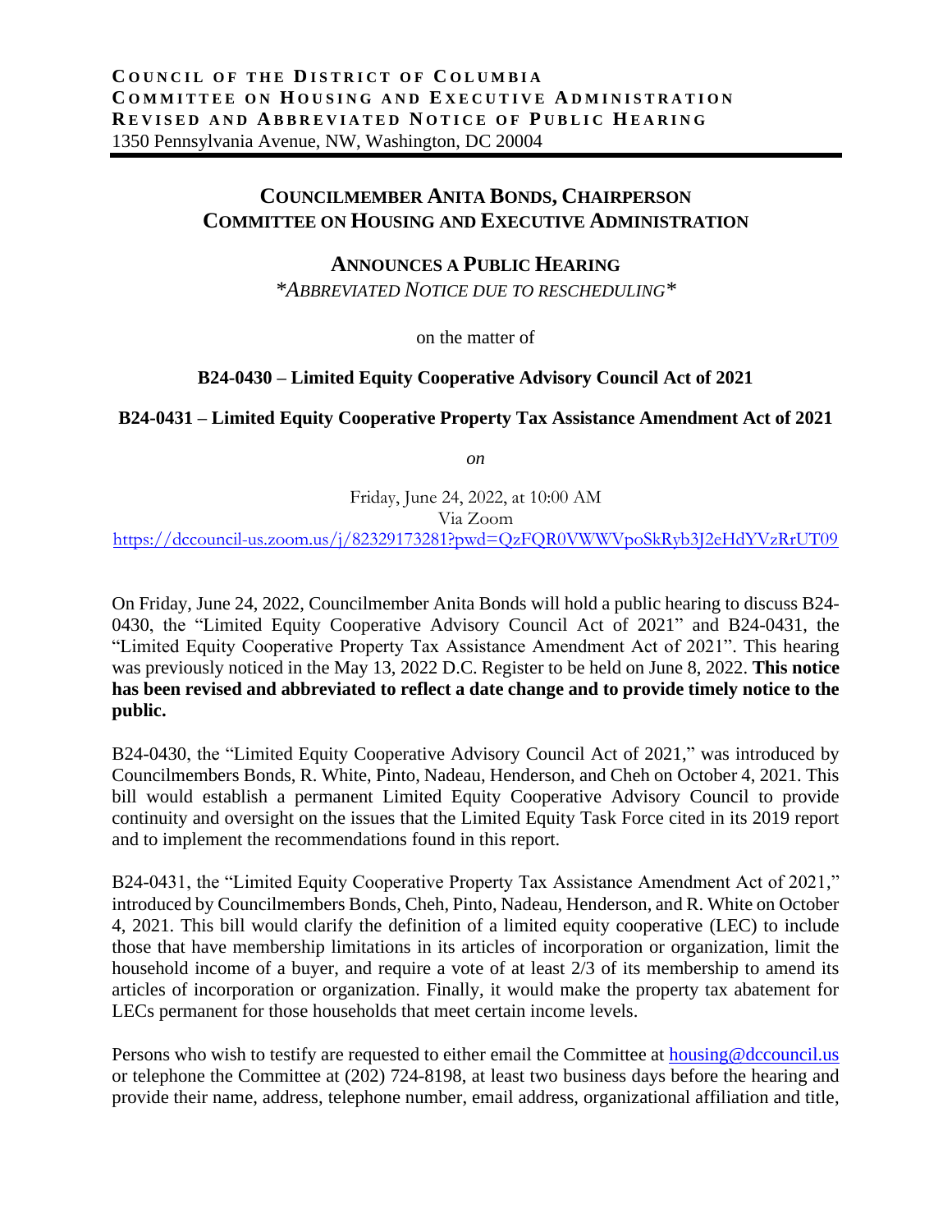**COUNCIL OF THE DISTRICT OF COLUMBIA**
**COMMITTEE ON HOUSING AND EXECUTIVE ADMINISTRATION**
**REVISED AND ABBREVIATED NOTICE OF PUBLIC HEARING**
1350 Pennsylvania Avenue, NW, Washington, DC 20004

## COUNCILMEMBER ANITA BONDS, CHAIRPERSON
## COMMITTEE ON HOUSING AND EXECUTIVE ADMINISTRATION

### ANNOUNCES A PUBLIC HEARING

*\*ABBREVIATED NOTICE DUE TO RESCHEDULING\**

on the matter of

**B24-0430 – Limited Equity Cooperative Advisory Council Act of 2021**

**B24-0431 – Limited Equity Cooperative Property Tax Assistance Amendment Act of 2021**

*on*

Friday, June 24, 2022, at 10:00 AM
Via Zoom
https://dccouncil-us.zoom.us/j/82329173281?pwd=QzFQR0VWWVpoSkRyb3J2eHdYVzRrUT09

On Friday, June 24, 2022, Councilmember Anita Bonds will hold a public hearing to discuss B24-0430, the "Limited Equity Cooperative Advisory Council Act of 2021" and B24-0431, the "Limited Equity Cooperative Property Tax Assistance Amendment Act of 2021". This hearing was previously noticed in the May 13, 2022 D.C. Register to be held on June 8, 2022. **This notice has been revised and abbreviated to reflect a date change and to provide timely notice to the public.**

B24-0430, the "Limited Equity Cooperative Advisory Council Act of 2021," was introduced by Councilmembers Bonds, R. White, Pinto, Nadeau, Henderson, and Cheh on October 4, 2021. This bill would establish a permanent Limited Equity Cooperative Advisory Council to provide continuity and oversight on the issues that the Limited Equity Task Force cited in its 2019 report and to implement the recommendations found in this report.

B24-0431, the "Limited Equity Cooperative Property Tax Assistance Amendment Act of 2021," introduced by Councilmembers Bonds, Cheh, Pinto, Nadeau, Henderson, and R. White on October 4, 2021. This bill would clarify the definition of a limited equity cooperative (LEC) to include those that have membership limitations in its articles of incorporation or organization, limit the household income of a buyer, and require a vote of at least 2/3 of its membership to amend its articles of incorporation or organization. Finally, it would make the property tax abatement for LECs permanent for those households that meet certain income levels.

Persons who wish to testify are requested to either email the Committee at housing@dccouncil.us or telephone the Committee at (202) 724-8198, at least two business days before the hearing and provide their name, address, telephone number, email address, organizational affiliation and title,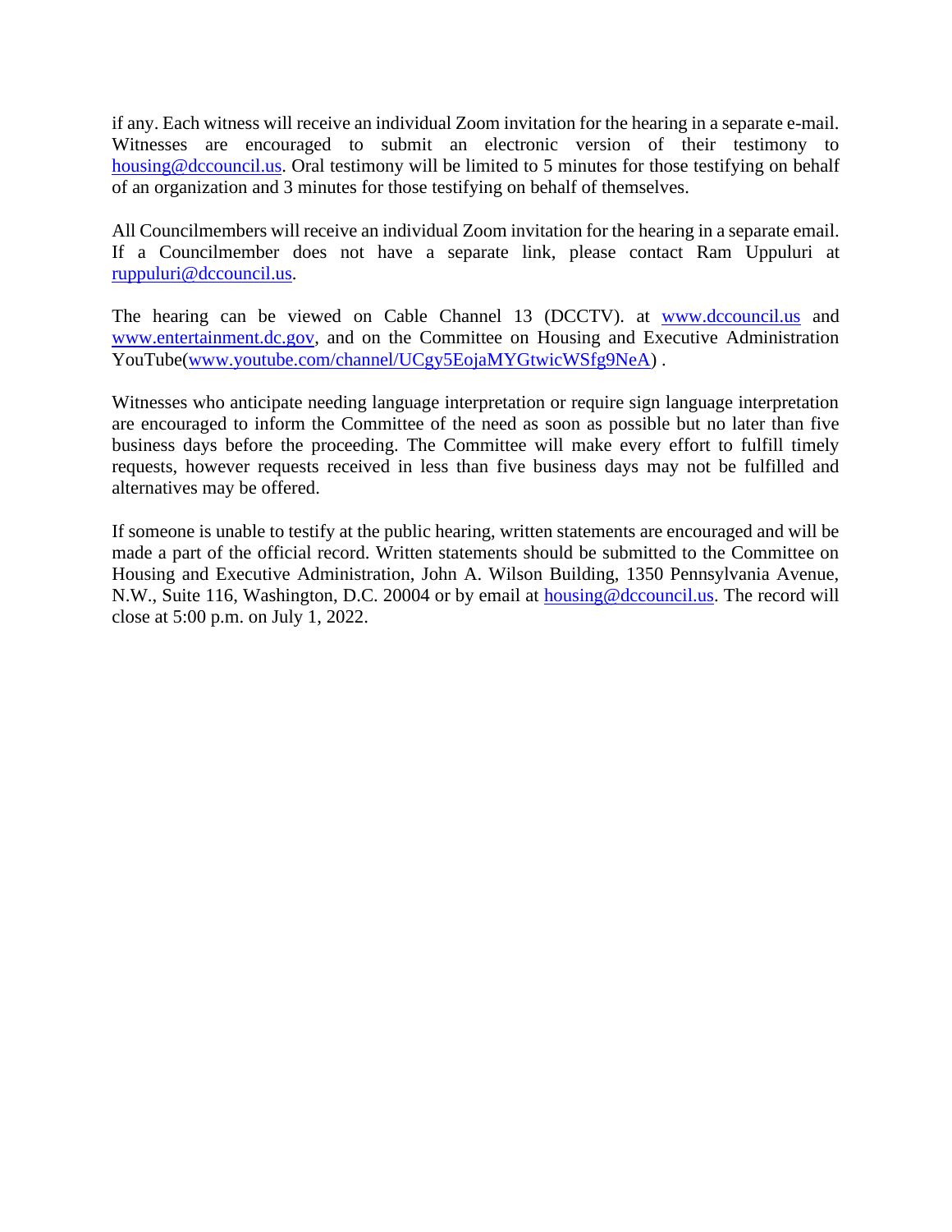if any. Each witness will receive an individual Zoom invitation for the hearing in a separate e-mail. Witnesses are encouraged to submit an electronic version of their testimony to housing@dccouncil.us. Oral testimony will be limited to 5 minutes for those testifying on behalf of an organization and 3 minutes for those testifying on behalf of themselves.

All Councilmembers will receive an individual Zoom invitation for the hearing in a separate email. If a Councilmember does not have a separate link, please contact Ram Uppuluri at ruppuluri@dccouncil.us.

The hearing can be viewed on Cable Channel 13 (DCCTV). at www.dccouncil.us and www.entertainment.dc.gov, and on the Committee on Housing and Executive Administration YouTube(www.youtube.com/channel/UCgy5EojaMYGtwicWSfg9NeA) .

Witnesses who anticipate needing language interpretation or require sign language interpretation are encouraged to inform the Committee of the need as soon as possible but no later than five business days before the proceeding. The Committee will make every effort to fulfill timely requests, however requests received in less than five business days may not be fulfilled and alternatives may be offered.

If someone is unable to testify at the public hearing, written statements are encouraged and will be made a part of the official record. Written statements should be submitted to the Committee on Housing and Executive Administration, John A. Wilson Building, 1350 Pennsylvania Avenue, N.W., Suite 116, Washington, D.C. 20004 or by email at housing@dccouncil.us. The record will close at 5:00 p.m. on July 1, 2022.